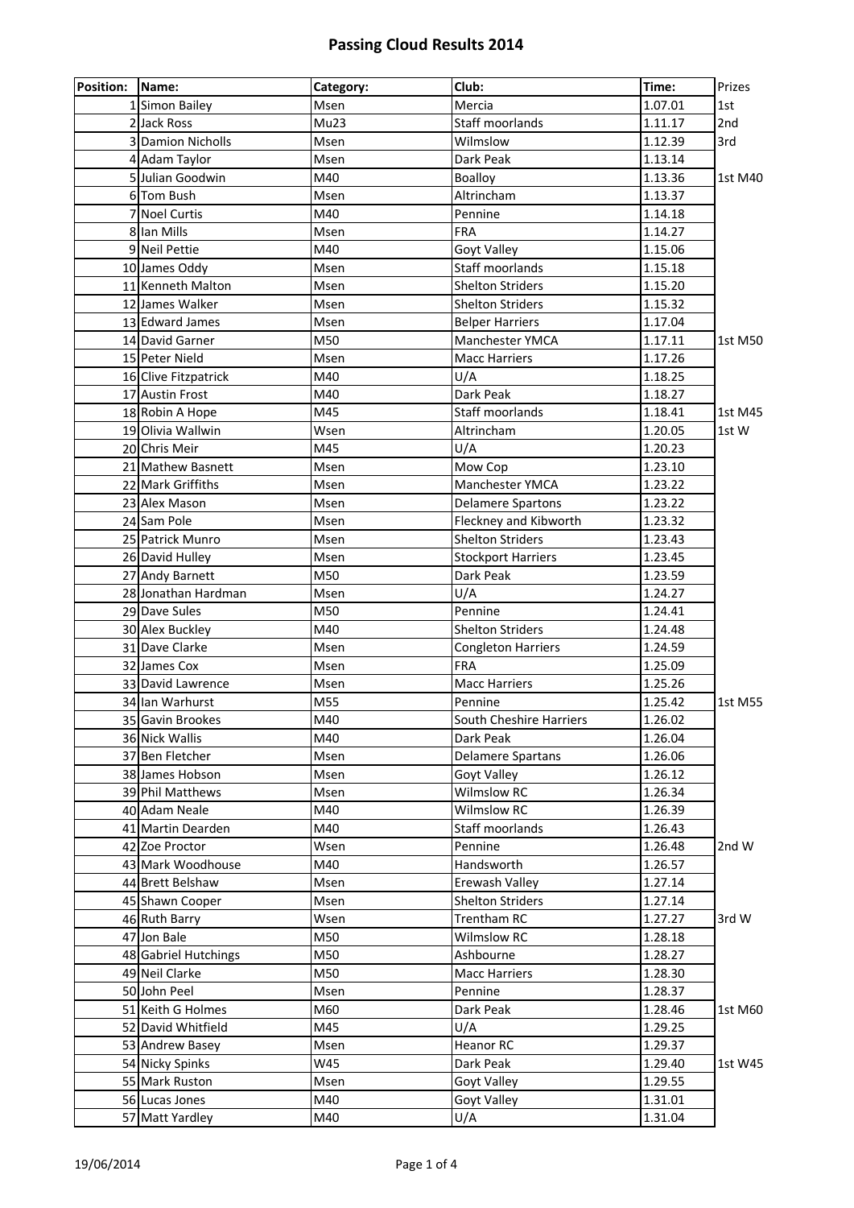# Passing Cloud Results 2014

| Position: | Name: | Category: | Club: | Time: | Prizes |
|---|---|---|---|---|---|
| 1 | Simon Bailey | Msen | Mercia | 1.07.01 | 1st |
| 2 | Jack Ross | Mu23 | Staff moorlands | 1.11.17 | 2nd |
| 3 | Damion Nicholls | Msen | Wilmslow | 1.12.39 | 3rd |
| 4 | Adam Taylor | Msen | Dark Peak | 1.13.14 | |
| 5 | Julian Goodwin | M40 | Boalloy | 1.13.36 | 1st M40 |
| 6 | Tom Bush | Msen | Altrincham | 1.13.37 | |
| 7 | Noel Curtis | M40 | Pennine | 1.14.18 | |
| 8 | Ian Mills | Msen | FRA | 1.14.27 | |
| 9 | Neil Pettie | M40 | Goyt Valley | 1.15.06 | |
| 10 | James Oddy | Msen | Staff moorlands | 1.15.18 | |
| 11 | Kenneth Malton | Msen | Shelton Striders | 1.15.20 | |
| 12 | James Walker | Msen | Shelton Striders | 1.15.32 | |
| 13 | Edward James | Msen | Belper Harriers | 1.17.04 | |
| 14 | David Garner | M50 | Manchester YMCA | 1.17.11 | 1st M50 |
| 15 | Peter Nield | Msen | Macc Harriers | 1.17.26 | |
| 16 | Clive Fitzpatrick | M40 | U/A | 1.18.25 | |
| 17 | Austin Frost | M40 | Dark Peak | 1.18.27 | |
| 18 | Robin A Hope | M45 | Staff moorlands | 1.18.41 | 1st M45 |
| 19 | Olivia Wallwin | Wsen | Altrincham | 1.20.05 | 1st W |
| 20 | Chris Meir | M45 | U/A | 1.20.23 | |
| 21 | Mathew Basnett | Msen | Mow Cop | 1.23.10 | |
| 22 | Mark Griffiths | Msen | Manchester YMCA | 1.23.22 | |
| 23 | Alex Mason | Msen | Delamere Spartons | 1.23.22 | |
| 24 | Sam Pole | Msen | Fleckney and Kibworth | 1.23.32 | |
| 25 | Patrick Munro | Msen | Shelton Striders | 1.23.43 | |
| 26 | David Hulley | Msen | Stockport Harriers | 1.23.45 | |
| 27 | Andy Barnett | M50 | Dark Peak | 1.23.59 | |
| 28 | Jonathan Hardman | Msen | U/A | 1.24.27 | |
| 29 | Dave Sules | M50 | Pennine | 1.24.41 | |
| 30 | Alex Buckley | M40 | Shelton Striders | 1.24.48 | |
| 31 | Dave Clarke | Msen | Congleton Harriers | 1.24.59 | |
| 32 | James Cox | Msen | FRA | 1.25.09 | |
| 33 | David Lawrence | Msen | Macc Harriers | 1.25.26 | |
| 34 | Ian Warhurst | M55 | Pennine | 1.25.42 | 1st M55 |
| 35 | Gavin Brookes | M40 | South Cheshire Harriers | 1.26.02 | |
| 36 | Nick Wallis | M40 | Dark Peak | 1.26.04 | |
| 37 | Ben Fletcher | Msen | Delamere Spartans | 1.26.06 | |
| 38 | James Hobson | Msen | Goyt Valley | 1.26.12 | |
| 39 | Phil Matthews | Msen | Wilmslow RC | 1.26.34 | |
| 40 | Adam Neale | M40 | Wilmslow RC | 1.26.39 | |
| 41 | Martin Dearden | M40 | Staff moorlands | 1.26.43 | |
| 42 | Zoe Proctor | Wsen | Pennine | 1.26.48 | 2nd W |
| 43 | Mark Woodhouse | M40 | Handsworth | 1.26.57 | |
| 44 | Brett Belshaw | Msen | Erewash Valley | 1.27.14 | |
| 45 | Shawn Cooper | Msen | Shelton Striders | 1.27.14 | |
| 46 | Ruth Barry | Wsen | Trentham RC | 1.27.27 | 3rd W |
| 47 | Jon Bale | M50 | Wilmslow RC | 1.28.18 | |
| 48 | Gabriel Hutchings | M50 | Ashbourne | 1.28.27 | |
| 49 | Neil Clarke | M50 | Macc Harriers | 1.28.30 | |
| 50 | John Peel | Msen | Pennine | 1.28.37 | |
| 51 | Keith G Holmes | M60 | Dark Peak | 1.28.46 | 1st M60 |
| 52 | David Whitfield | M45 | U/A | 1.29.25 | |
| 53 | Andrew Basey | Msen | Heanor RC | 1.29.37 | |
| 54 | Nicky Spinks | W45 | Dark Peak | 1.29.40 | 1st W45 |
| 55 | Mark Ruston | Msen | Goyt Valley | 1.29.55 | |
| 56 | Lucas Jones | M40 | Goyt Valley | 1.31.01 | |
| 57 | Matt Yardley | M40 | U/A | 1.31.04 | |

19/06/2014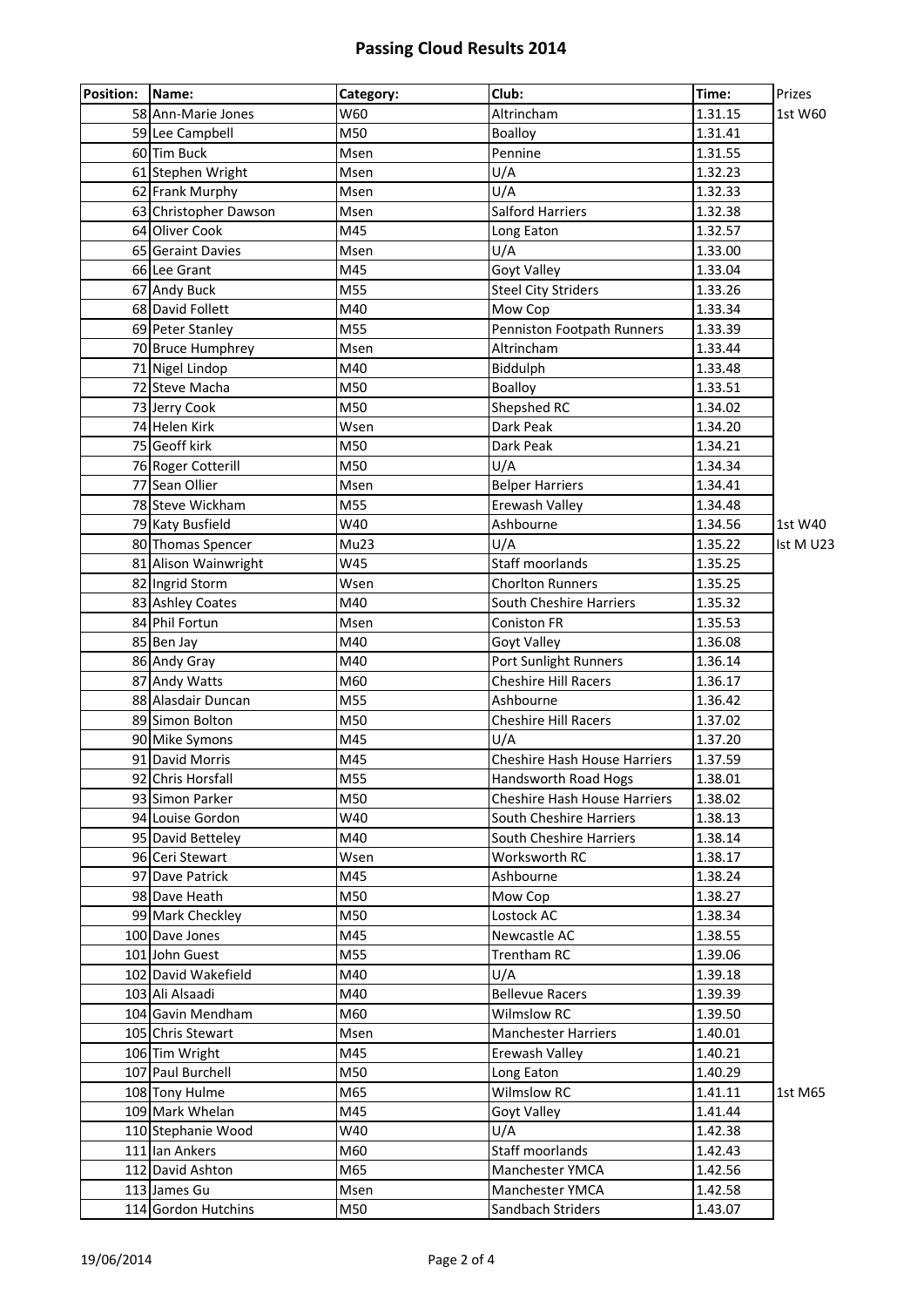# Passing Cloud Results 2014

| Position: | Name: | Category: | Club: | Time: | Prizes |
|---|---|---|---|---|---|
| 58 | Ann-Marie Jones | W60 | Altrincham | 1.31.15 | 1st W60 |
| 59 | Lee Campbell | M50 | Boalloy | 1.31.41 | |
| 60 | Tim Buck | Msen | Pennine | 1.31.55 | |
| 61 | Stephen Wright | Msen | U/A | 1.32.23 | |
| 62 | Frank Murphy | Msen | U/A | 1.32.33 | |
| 63 | Christopher Dawson | Msen | Salford Harriers | 1.32.38 | |
| 64 | Oliver Cook | M45 | Long Eaton | 1.32.57 | |
| 65 | Geraint Davies | Msen | U/A | 1.33.00 | |
| 66 | Lee Grant | M45 | Goyt Valley | 1.33.04 | |
| 67 | Andy Buck | M55 | Steel City Striders | 1.33.26 | |
| 68 | David Follett | M40 | Mow Cop | 1.33.34 | |
| 69 | Peter Stanley | M55 | Penniston Footpath Runners | 1.33.39 | |
| 70 | Bruce Humphrey | Msen | Altrincham | 1.33.44 | |
| 71 | Nigel Lindop | M40 | Biddulph | 1.33.48 | |
| 72 | Steve Macha | M50 | Boalloy | 1.33.51 | |
| 73 | Jerry Cook | M50 | Shepshed RC | 1.34.02 | |
| 74 | Helen Kirk | Wsen | Dark Peak | 1.34.20 | |
| 75 | Geoff kirk | M50 | Dark Peak | 1.34.21 | |
| 76 | Roger Cotterill | M50 | U/A | 1.34.34 | |
| 77 | Sean Ollier | Msen | Belper Harriers | 1.34.41 | |
| 78 | Steve Wickham | M55 | Erewash Valley | 1.34.48 | |
| 79 | Katy Busfield | W40 | Ashbourne | 1.34.56 | 1st W40 |
| 80 | Thomas Spencer | Mu23 | U/A | 1.35.22 | Ist M U23 |
| 81 | Alison Wainwright | W45 | Staff moorlands | 1.35.25 | |
| 82 | Ingrid Storm | Wsen | Chorlton Runners | 1.35.25 | |
| 83 | Ashley Coates | M40 | South Cheshire Harriers | 1.35.32 | |
| 84 | Phil Fortun | Msen | Coniston FR | 1.35.53 | |
| 85 | Ben Jay | M40 | Goyt Valley | 1.36.08 | |
| 86 | Andy Gray | M40 | Port Sunlight Runners | 1.36.14 | |
| 87 | Andy Watts | M60 | Cheshire Hill Racers | 1.36.17 | |
| 88 | Alasdair Duncan | M55 | Ashbourne | 1.36.42 | |
| 89 | Simon Bolton | M50 | Cheshire Hill Racers | 1.37.02 | |
| 90 | Mike Symons | M45 | U/A | 1.37.20 | |
| 91 | David Morris | M45 | Cheshire Hash House Harriers | 1.37.59 | |
| 92 | Chris Horsfall | M55 | Handsworth Road Hogs | 1.38.01 | |
| 93 | Simon Parker | M50 | Cheshire Hash House Harriers | 1.38.02 | |
| 94 | Louise Gordon | W40 | South Cheshire Harriers | 1.38.13 | |
| 95 | David Betteley | M40 | South Cheshire Harriers | 1.38.14 | |
| 96 | Ceri Stewart | Wsen | Worksworth RC | 1.38.17 | |
| 97 | Dave Patrick | M45 | Ashbourne | 1.38.24 | |
| 98 | Dave Heath | M50 | Mow Cop | 1.38.27 | |
| 99 | Mark Checkley | M50 | Lostock AC | 1.38.34 | |
| 100 | Dave Jones | M45 | Newcastle AC | 1.38.55 | |
| 101 | John Guest | M55 | Trentham RC | 1.39.06 | |
| 102 | David Wakefield | M40 | U/A | 1.39.18 | |
| 103 | Ali Alsaadi | M40 | Bellevue Racers | 1.39.39 | |
| 104 | Gavin Mendham | M60 | Wilmslow RC | 1.39.50 | |
| 105 | Chris Stewart | Msen | Manchester Harriers | 1.40.01 | |
| 106 | Tim Wright | M45 | Erewash Valley | 1.40.21 | |
| 107 | Paul Burchell | M50 | Long Eaton | 1.40.29 | |
| 108 | Tony Hulme | M65 | Wilmslow RC | 1.41.11 | 1st M65 |
| 109 | Mark Whelan | M45 | Goyt Valley | 1.41.44 | |
| 110 | Stephanie Wood | W40 | U/A | 1.42.38 | |
| 111 | Ian Ankers | M60 | Staff moorlands | 1.42.43 | |
| 112 | David Ashton | M65 | Manchester YMCA | 1.42.56 | |
| 113 | James Gu | Msen | Manchester YMCA | 1.42.58 | |
| 114 | Gordon Hutchins | M50 | Sandbach Striders | 1.43.07 | |

19/06/2014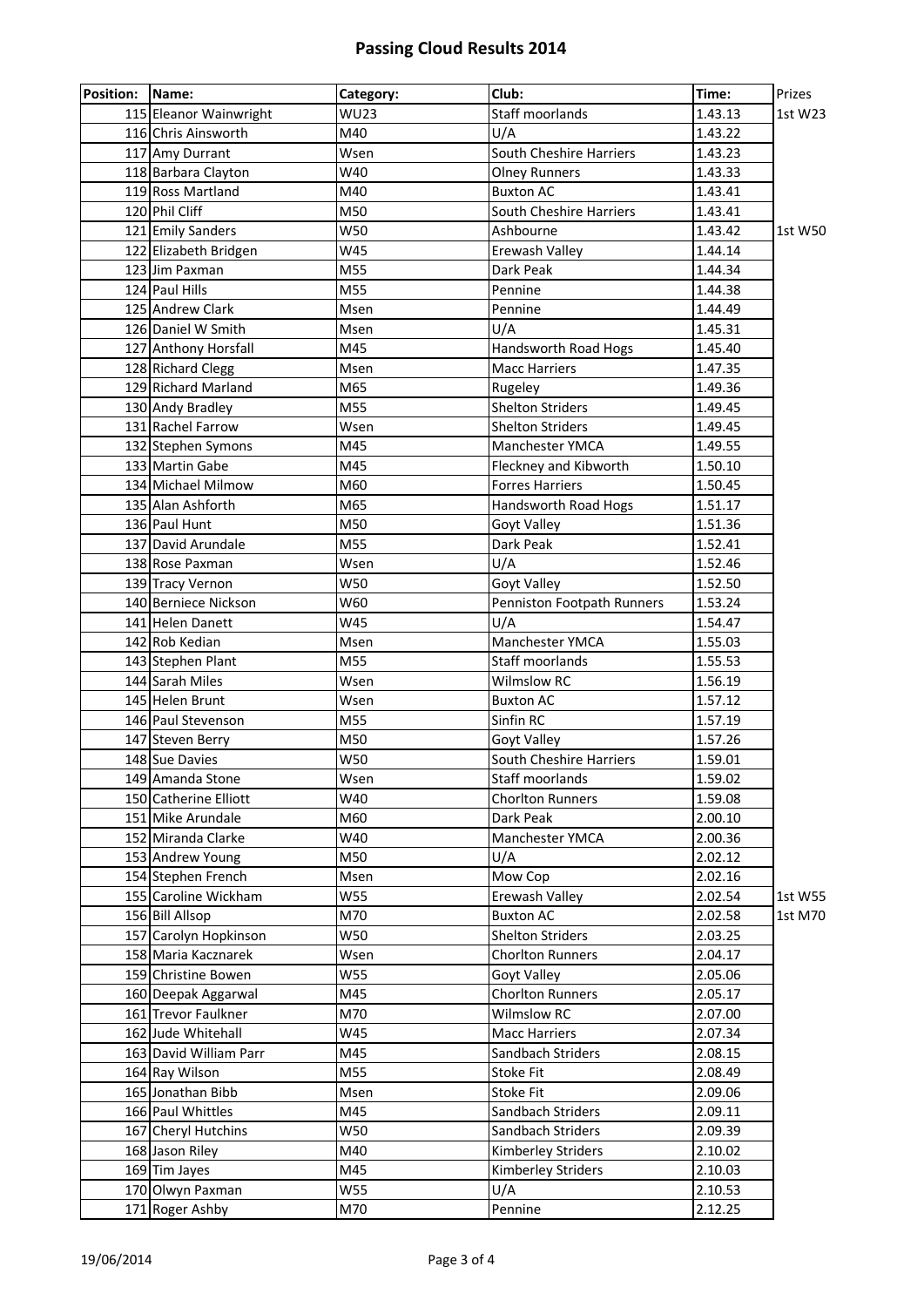# Passing Cloud Results 2014

| Position: | Name: | Category: | Club: | Time: | Prizes |
|---|---|---|---|---|---|
| 115 | Eleanor Wainwright | WU23 | Staff moorlands | 1.43.13 | 1st W23 |
| 116 | Chris Ainsworth | M40 | U/A | 1.43.22 | |
| 117 | Amy Durrant | Wsen | South Cheshire Harriers | 1.43.23 | |
| 118 | Barbara Clayton | W40 | Olney Runners | 1.43.33 | |
| 119 | Ross Martland | M40 | Buxton AC | 1.43.41 | |
| 120 | Phil Cliff | M50 | South Cheshire Harriers | 1.43.41 | |
| 121 | Emily Sanders | W50 | Ashbourne | 1.43.42 | 1st W50 |
| 122 | Elizabeth Bridgen | W45 | Erewash Valley | 1.44.14 | |
| 123 | Jim Paxman | M55 | Dark Peak | 1.44.34 | |
| 124 | Paul Hills | M55 | Pennine | 1.44.38 | |
| 125 | Andrew Clark | Msen | Pennine | 1.44.49 | |
| 126 | Daniel W Smith | Msen | U/A | 1.45.31 | |
| 127 | Anthony Horsfall | M45 | Handsworth Road Hogs | 1.45.40 | |
| 128 | Richard Clegg | Msen | Macc Harriers | 1.47.35 | |
| 129 | Richard Marland | M65 | Rugeley | 1.49.36 | |
| 130 | Andy Bradley | M55 | Shelton Striders | 1.49.45 | |
| 131 | Rachel Farrow | Wsen | Shelton Striders | 1.49.45 | |
| 132 | Stephen Symons | M45 | Manchester YMCA | 1.49.55 | |
| 133 | Martin Gabe | M45 | Fleckney and Kibworth | 1.50.10 | |
| 134 | Michael Milmow | M60 | Forres Harriers | 1.50.45 | |
| 135 | Alan Ashforth | M65 | Handsworth Road Hogs | 1.51.17 | |
| 136 | Paul Hunt | M50 | Goyt Valley | 1.51.36 | |
| 137 | David Arundale | M55 | Dark Peak | 1.52.41 | |
| 138 | Rose Paxman | Wsen | U/A | 1.52.46 | |
| 139 | Tracy Vernon | W50 | Goyt Valley | 1.52.50 | |
| 140 | Berniece Nickson | W60 | Penniston Footpath Runners | 1.53.24 | |
| 141 | Helen Danett | W45 | U/A | 1.54.47 | |
| 142 | Rob Kedian | Msen | Manchester YMCA | 1.55.03 | |
| 143 | Stephen Plant | M55 | Staff moorlands | 1.55.53 | |
| 144 | Sarah Miles | Wsen | Wilmslow RC | 1.56.19 | |
| 145 | Helen Brunt | Wsen | Buxton AC | 1.57.12 | |
| 146 | Paul Stevenson | M55 | Sinfin RC | 1.57.19 | |
| 147 | Steven Berry | M50 | Goyt Valley | 1.57.26 | |
| 148 | Sue Davies | W50 | South Cheshire Harriers | 1.59.01 | |
| 149 | Amanda Stone | Wsen | Staff moorlands | 1.59.02 | |
| 150 | Catherine Elliott | W40 | Chorlton Runners | 1.59.08 | |
| 151 | Mike Arundale | M60 | Dark Peak | 2.00.10 | |
| 152 | Miranda Clarke | W40 | Manchester YMCA | 2.00.36 | |
| 153 | Andrew Young | M50 | U/A | 2.02.12 | |
| 154 | Stephen French | Msen | Mow Cop | 2.02.16 | |
| 155 | Caroline Wickham | W55 | Erewash Valley | 2.02.54 | 1st W55 |
| 156 | Bill Allsop | M70 | Buxton AC | 2.02.58 | 1st M70 |
| 157 | Carolyn Hopkinson | W50 | Shelton Striders | 2.03.25 | |
| 158 | Maria Kaczynarek | Wsen | Chorlton Runners | 2.04.17 | |
| 159 | Christine Bowen | W55 | Goyt Valley | 2.05.06 | |
| 160 | Deepak Aggarwal | M45 | Chorlton Runners | 2.05.17 | |
| 161 | Trevor Faulkner | M70 | Wilmslow RC | 2.07.00 | |
| 162 | Jude Whitehall | W45 | Macc Harriers | 2.07.34 | |
| 163 | David William Parr | M45 | Sandbach Striders | 2.08.15 | |
| 164 | Ray Wilson | M55 | Stoke Fit | 2.08.49 | |
| 165 | Jonathan Bibb | Msen | Stoke Fit | 2.09.06 | |
| 166 | Paul Whittles | M45 | Sandbach Striders | 2.09.11 | |
| 167 | Cheryl Hutchins | W50 | Sandbach Striders | 2.09.39 | |
| 168 | Jason Riley | M40 | Kimberley Striders | 2.10.02 | |
| 169 | Tim Jayes | M45 | Kimberley Striders | 2.10.03 | |
| 170 | Olwyn Paxman | W55 | U/A | 2.10.53 | |
| 171 | Roger Ashby | M70 | Pennine | 2.12.25 | |

19/06/2014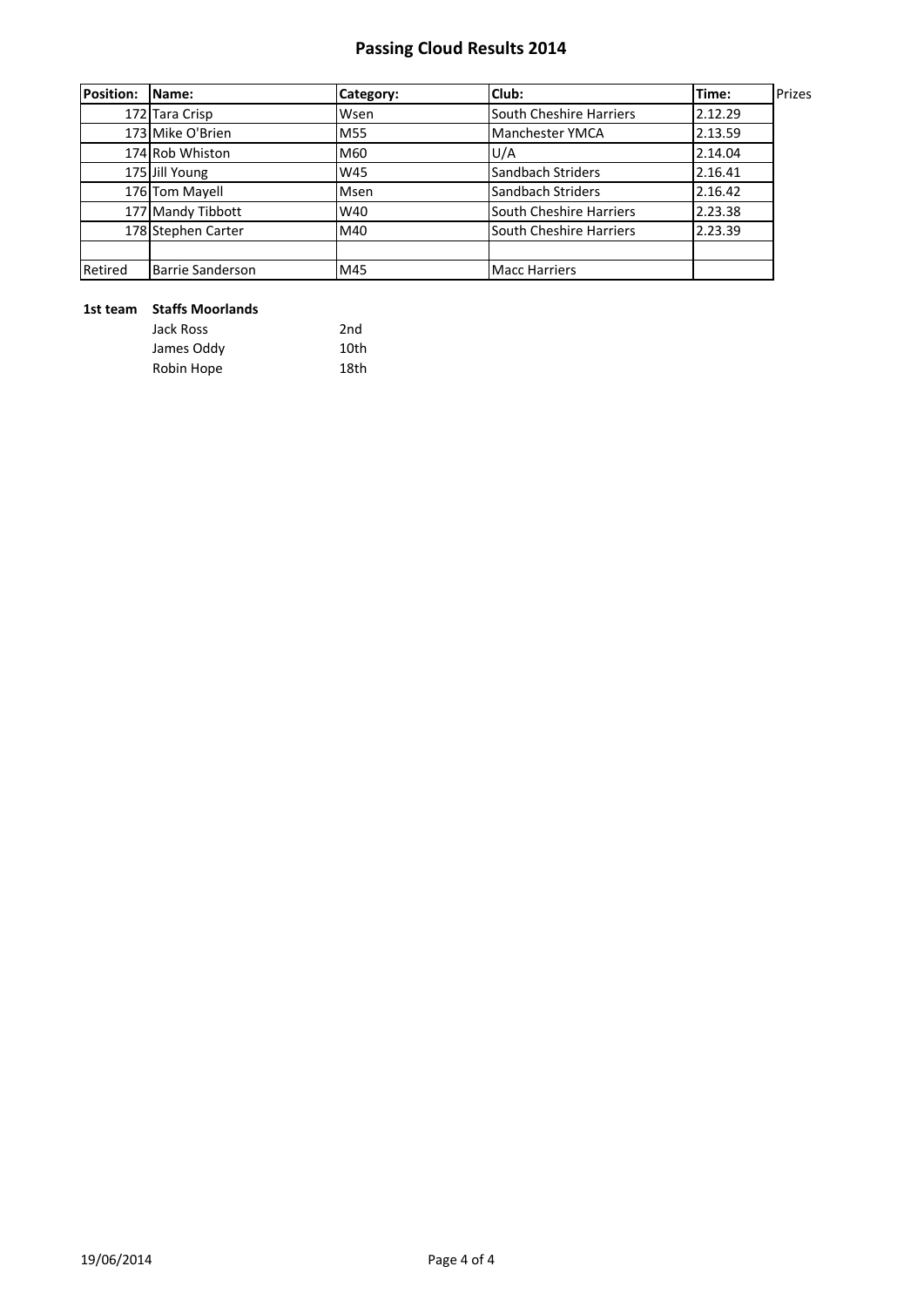# Passing Cloud Results 2014

| Position: | Name: | Category: | Club: | Time: | Prizes |
|---|---|---|---|---|---|
| 172 | Tara Crisp | Wsen | South Cheshire Harriers | 2.12.29 | |
| 173 | Mike O'Brien | M55 | Manchester YMCA | 2.13.59 | |
| 174 | Rob Whiston | M60 | U/A | 2.14.04 | |
| 175 | Jill Young | W45 | Sandbach Striders | 2.16.41 | |
| 176 | Tom Mayell | Msen | Sandbach Striders | 2.16.42 | |
| 177 | Mandy Tibbott | W40 | South Cheshire Harriers | 2.23.38 | |
| 178 | Stephen Carter | M40 | South Cheshire Harriers | 2.23.39 | |
| | | | | | |
| Retired | Barrie Sanderson | M45 | Macc Harriers | | |

**1st team** **Staffs Moorlands**

| | |
|---|---|
| Jack Ross | 2nd |
| James Oddy | 10th |
| Robin Hope | 18th |

19/06/2014